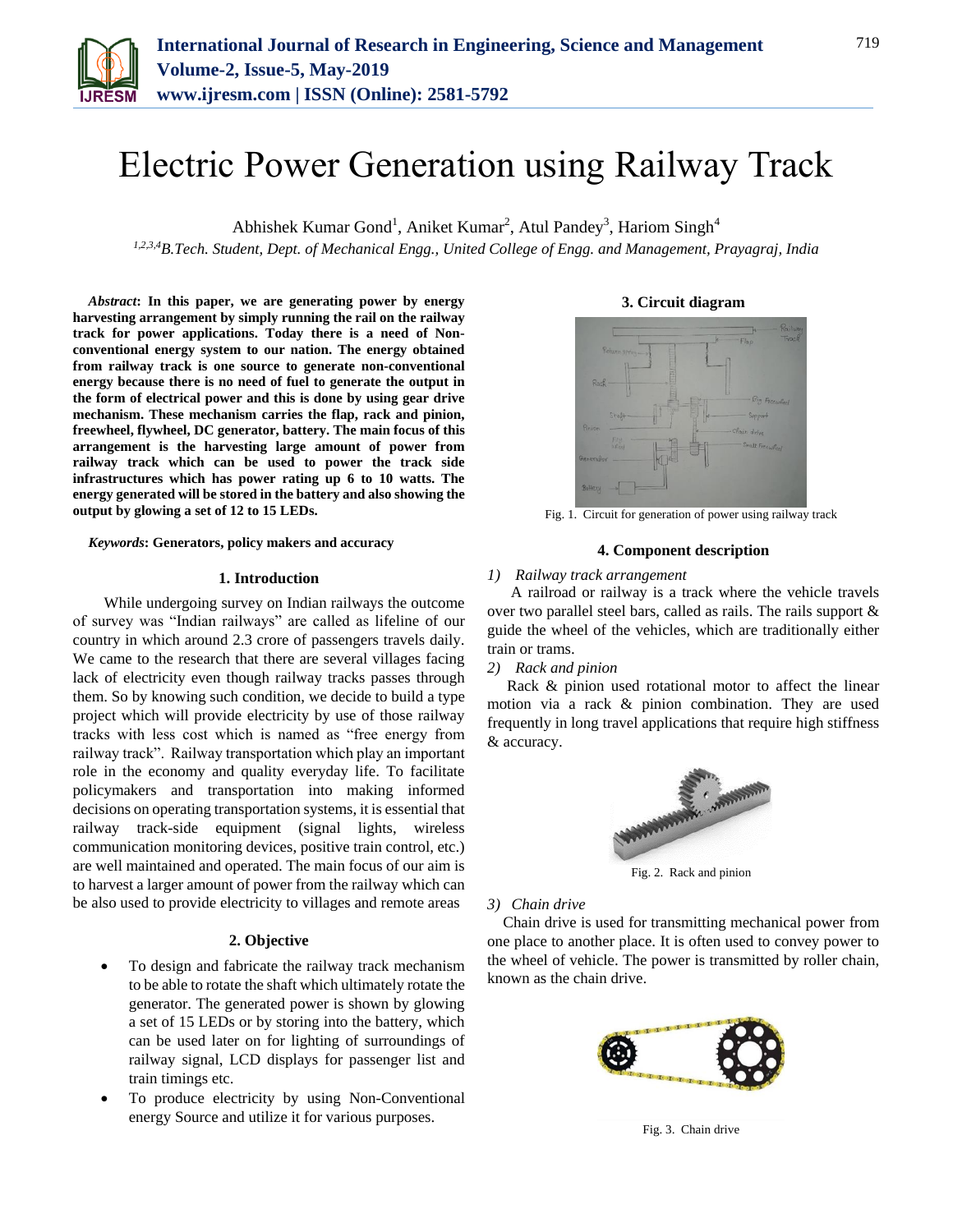# Electric Power Generation using Railway Track

Abhishek Kumar Gond[1], Aniket Kumar[2], Atul Pandey[3], Hariom Singh[4]

*[1,2,3,4]B.Tech. Student, Dept. of Mechanical Engg., United College of Engg. and Management, Prayagraj, India*

***Abstract*: In this paper, we are generating power by energy harvesting arrangement by simply running the rail on the railway track for power applications. Today there is a need of Non-conventional energy system to our nation. The energy obtained from railway track is one source to generate non-conventional energy because there is no need of fuel to generate the output in the form of electrical power and this is done by using gear drive mechanism. These mechanism carries the flap, rack and pinion, freewheel, flywheel, DC generator, battery. The main focus of this arrangement is the harvesting large amount of power from railway track which can be used to power the track side infrastructures which has power rating up 6 to 10 watts. The energy generated will be stored in the battery and also showing the output by glowing a set of 12 to 15 LEDs.**

***Keywords*: Generators, policy makers and accuracy**

## 1. Introduction

While undergoing survey on Indian railways the outcome of survey was "Indian railways" are called as lifeline of our country in which around 2.3 crore of passengers travels daily. We came to the research that there are several villages facing lack of electricity even though railway tracks passes through them. So by knowing such condition, we decide to build a type project which will provide electricity by use of those railway tracks with less cost which is named as "free energy from railway track". Railway transportation which play an important role in the economy and quality everyday life. To facilitate policymakers and transportation into making informed decisions on operating transportation systems, it is essential that railway track-side equipment (signal lights, wireless communication monitoring devices, positive train control, etc.) are well maintained and operated. The main focus of our aim is to harvest a larger amount of power from the railway which can be also used to provide electricity to villages and remote areas

## 2. Objective

- To design and fabricate the railway track mechanism to be able to rotate the shaft which ultimately rotate the generator. The generated power is shown by glowing a set of 15 LEDs or by storing into the battery, which can be used later on for lighting of surroundings of railway signal, LCD displays for passenger list and train timings etc.
- To produce electricity by using Non-Conventional energy Source and utilize it for various purposes.

## 3. Circuit diagram

Fig. 1. Circuit for generation of power using railway track

## 4. Component description

*1) Railway track arrangement*

A railroad or railway is a track where the vehicle travels over two parallel steel bars, called as rails. The rails support & guide the wheel of the vehicles, which are traditionally either train or trams.

*2) Rack and pinion*

Rack & pinion used rotational motor to affect the linear motion via a rack & pinion combination. They are used frequently in long travel applications that require high stiffness & accuracy.

Fig. 2. Rack and pinion

*3) Chain drive*

Chain drive is used for transmitting mechanical power from one place to another place. It is often used to convey power to the wheel of vehicle. The power is transmitted by roller chain, known as the chain drive.

Fig. 3. Chain drive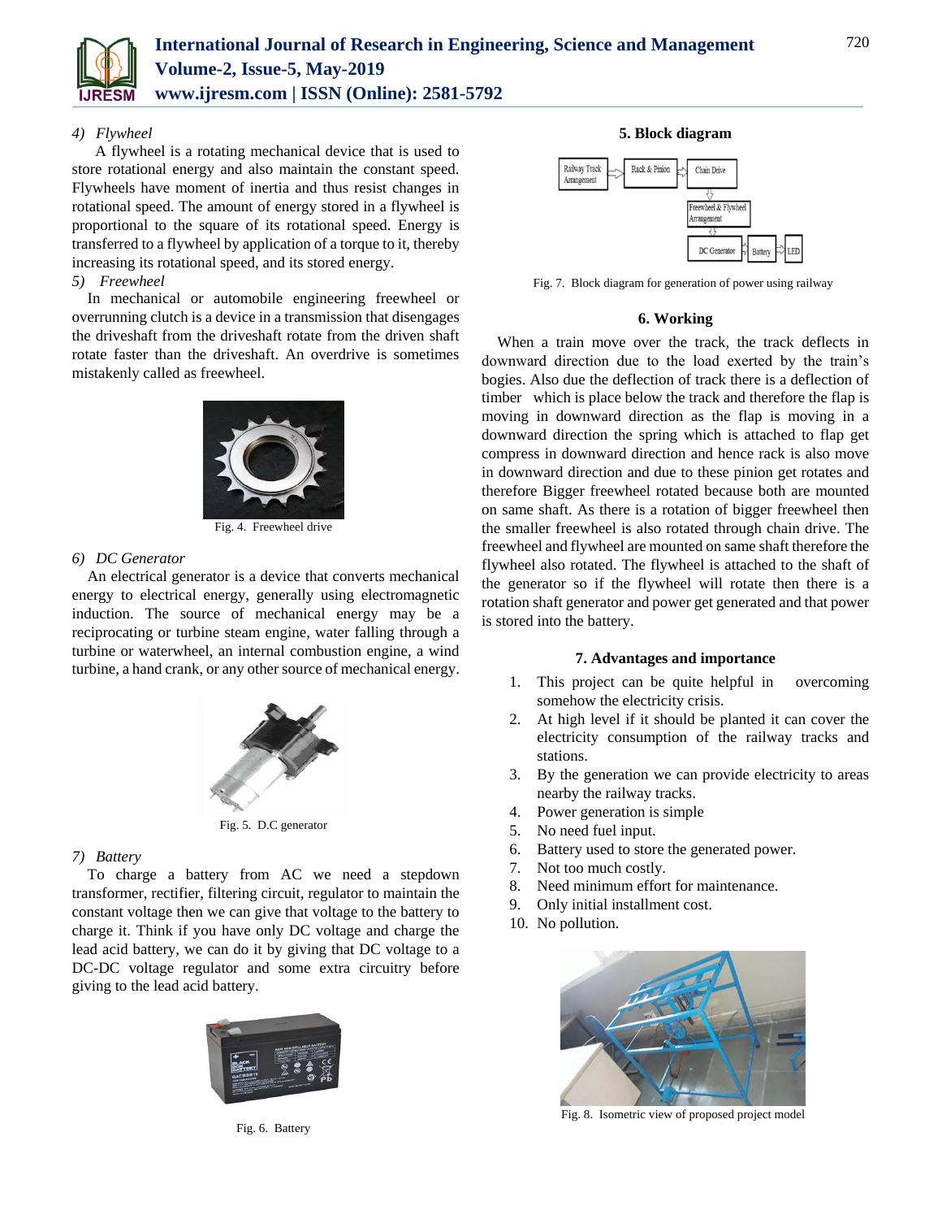#### 4) Flywheel

A flywheel is a rotating mechanical device that is used to store rotational energy and also maintain the constant speed. Flywheels have moment of inertia and thus resist changes in rotational speed. The amount of energy stored in a flywheel is proportional to the square of its rotational speed. Energy is transferred to a flywheel by application of a torque to it, thereby increasing its rotational speed, and its stored energy.

#### 5) Freewheel

In mechanical or automobile engineering freewheel or overrunning clutch is a device in a transmission that disengages the driveshaft from the driveshaft rotate from the driven shaft rotate faster than the driveshaft. An overdrive is sometimes mistakenly called as freewheel.

Fig. 4. Freewheel drive

#### 6) DC Generator

An electrical generator is a device that converts mechanical energy to electrical energy, generally using electromagnetic induction. The source of mechanical energy may be a reciprocating or turbine steam engine, water falling through a turbine or waterwheel, an internal combustion engine, a wind turbine, a hand crank, or any other source of mechanical energy.

Fig. 5. D.C generator

#### 7) Battery

To charge a battery from AC we need a stepdown transformer, rectifier, filtering circuit, regulator to maintain the constant voltage then we can give that voltage to the battery to charge it. Think if you have only DC voltage and charge the lead acid battery, we can do it by giving that DC voltage to a DC-DC voltage regulator and some extra circuitry before giving to the lead acid battery.

Fig. 6. Battery

## 5. Block diagram

Railway Track Arrangement → Rack & Pinion → Chain Drive → Freewheel & Flywheel Arrangement → DC Generator → Battery → LED

Fig. 7. Block diagram for generation of power using railway

## 6. Working

When a train move over the track, the track deflects in downward direction due to the load exerted by the train's bogies. Also due the deflection of track there is a deflection of timber which is place below the track and therefore the flap is moving in downward direction as the flap is moving in a downward direction the spring which is attached to flap get compress in downward direction and hence rack is also move in downward direction and due to these pinion get rotates and therefore Bigger freewheel rotated because both are mounted on same shaft. As there is a rotation of bigger freewheel then the smaller freewheel is also rotated through chain drive. The freewheel and flywheel are mounted on same shaft therefore the flywheel also rotated. The flywheel is attached to the shaft of the generator so if the flywheel will rotate then there is a rotation shaft generator and power get generated and that power is stored into the battery.

## 7. Advantages and importance

1. This project can be quite helpful in overcoming somehow the electricity crisis.
2. At high level if it should be planted it can cover the electricity consumption of the railway tracks and stations.
3. By the generation we can provide electricity to areas nearby the railway tracks.
4. Power generation is simple
5. No need fuel input.
6. Battery used to store the generated power.
7. Not too much costly.
8. Need minimum effort for maintenance.
9. Only initial installment cost.
10. No pollution.

Fig. 8. Isometric view of proposed project model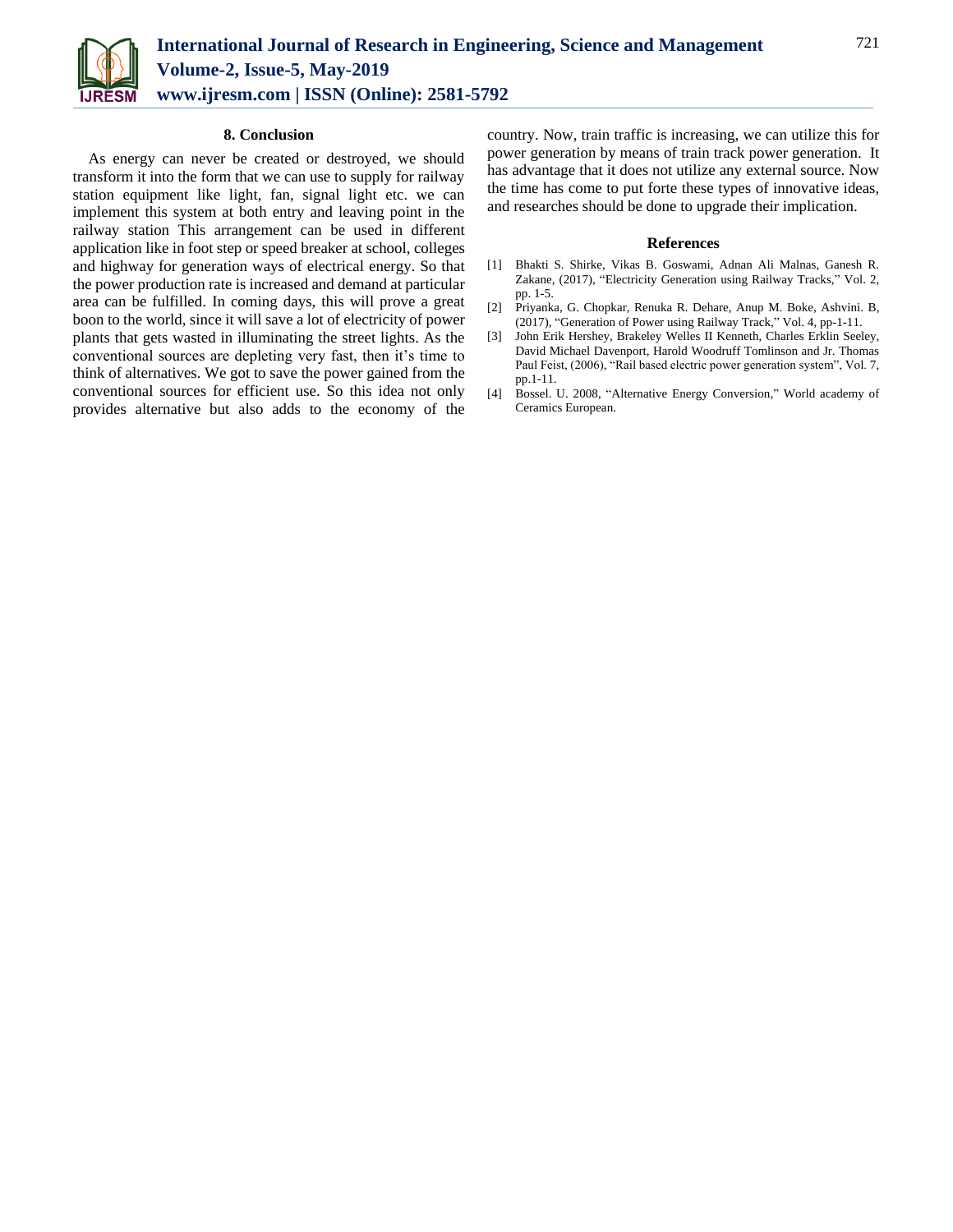## 8. Conclusion

As energy can never be created or destroyed, we should transform it into the form that we can use to supply for railway station equipment like light, fan, signal light etc. we can implement this system at both entry and leaving point in the railway station This arrangement can be used in different application like in foot step or speed breaker at school, colleges and highway for generation ways of electrical energy. So that the power production rate is increased and demand at particular area can be fulfilled. In coming days, this will prove a great boon to the world, since it will save a lot of electricity of power plants that gets wasted in illuminating the street lights. As the conventional sources are depleting very fast, then it's time to think of alternatives. We got to save the power gained from the conventional sources for efficient use. So this idea not only provides alternative but also adds to the economy of the country. Now, train traffic is increasing, we can utilize this for power generation by means of train track power generation. It has advantage that it does not utilize any external source. Now the time has come to put forte these types of innovative ideas, and researches should be done to upgrade their implication.

## References

[1] Bhakti S. Shirke, Vikas B. Goswami, Adnan Ali Malnas, Ganesh R. Zakane, (2017), "Electricity Generation using Railway Tracks," Vol. 2, pp. 1-5.

[2] Priyanka, G. Chopkar, Renuka R. Dehare, Anup M. Boke, Ashvini. B, (2017), "Generation of Power using Railway Track," Vol. 4, pp-1-11.

[3] John Erik Hershey, Brakeley Welles II Kenneth, Charles Erklin Seeley, David Michael Davenport, Harold Woodruff Tomlinson and Jr. Thomas Paul Feist, (2006), "Rail based electric power generation system", Vol. 7, pp.1-11.

[4] Bossel. U. 2008, "Alternative Energy Conversion," World academy of Ceramics European.